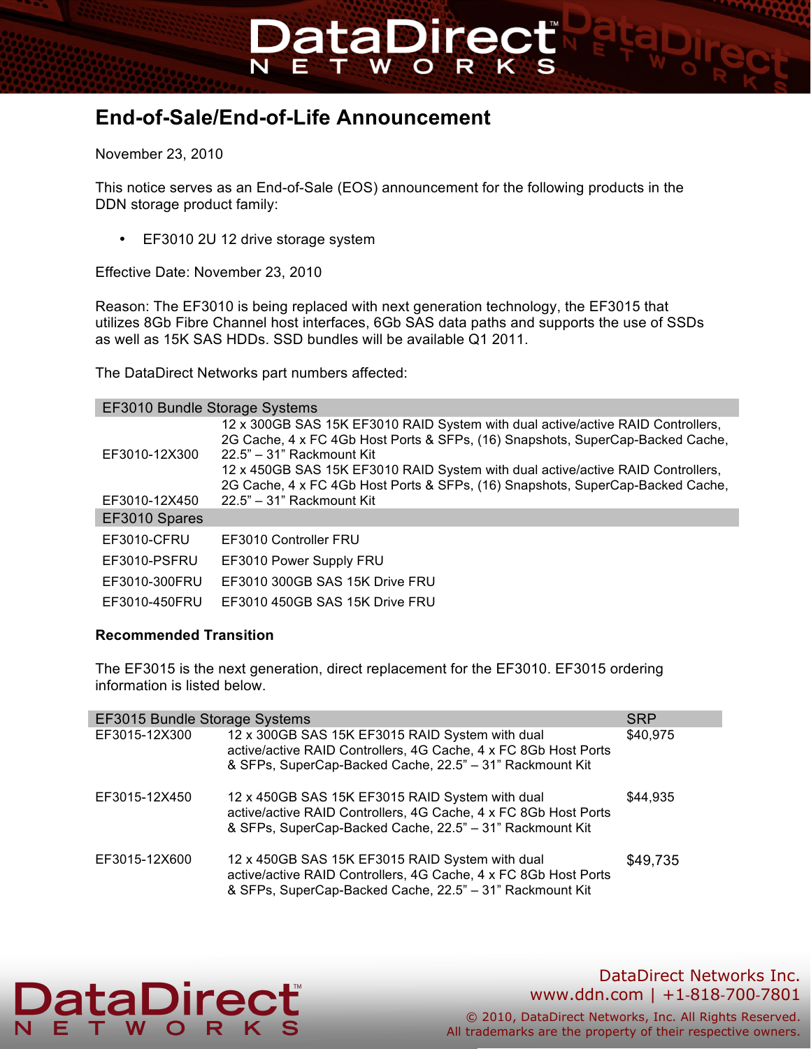# End-of-Sale/End-of-Life Announcement

November 23, 2010

This notice serves as an End-of-Sale (EOS) announcement for the following products in the DDN storage product family:

- EF3010 2U 12 drive storage system

Effective Date: November 23, 2010

Reason: The EF3010 is being replaced with next generation technology, the EF3015 that utilizes 8Gb Fibre Channel host interfaces, 6Gb SAS data paths and supports the use of SSDs as well as 15K SAS HDDs. SSD bundles will be available Q1 2011.

The DataDirect Networks part numbers affected:

| EF3010 Bundle Storage Systems | |
|---|---|
| EF3010-12X300 | 12 x 300GB SAS 15K EF3010 RAID System with dual active/active RAID Controllers, 2G Cache, 4 x FC 4Gb Host Ports & SFPs, (16) Snapshots, SuperCap-Backed Cache, 22.5" – 31" Rackmount Kit |
| EF3010-12X450 | 12 x 450GB SAS 15K EF3010 RAID System with dual active/active RAID Controllers, 2G Cache, 4 x FC 4Gb Host Ports & SFPs, (16) Snapshots, SuperCap-Backed Cache, 22.5" – 31" Rackmount Kit |
| **EF3010 Spares** | |
| EF3010-CFRU | EF3010 Controller FRU |
| EF3010-PSFRU | EF3010 Power Supply FRU |
| EF3010-300FRU | EF3010 300GB SAS 15K Drive FRU |
| EF3010-450FRU | EF3010 450GB SAS 15K Drive FRU |

**Recommended Transition**

The EF3015 is the next generation, direct replacement for the EF3010. EF3015 ordering information is listed below.

| EF3015 Bundle Storage Systems | | SRP |
|---|---|---|
| EF3015-12X300 | 12 x 300GB SAS 15K EF3015 RAID System with dual active/active RAID Controllers, 4G Cache, 4 x FC 8Gb Host Ports & SFPs, SuperCap-Backed Cache, 22.5" – 31" Rackmount Kit | $40,975 |
| EF3015-12X450 | 12 x 450GB SAS 15K EF3015 RAID System with dual active/active RAID Controllers, 4G Cache, 4 x FC 8Gb Host Ports & SFPs, SuperCap-Backed Cache, 22.5" – 31" Rackmount Kit | $44,935 |
| EF3015-12X600 | 12 x 450GB SAS 15K EF3015 RAID System with dual active/active RAID Controllers, 4G Cache, 4 x FC 8Gb Host Ports & SFPs, SuperCap-Backed Cache, 22.5" – 31" Rackmount Kit | $49,735 |

DataDirect Networks Inc.
www.ddn.com | +1-818-700-7801
© 2010, DataDirect Networks, Inc. All Rights Reserved.
All trademarks are the property of their respective owners.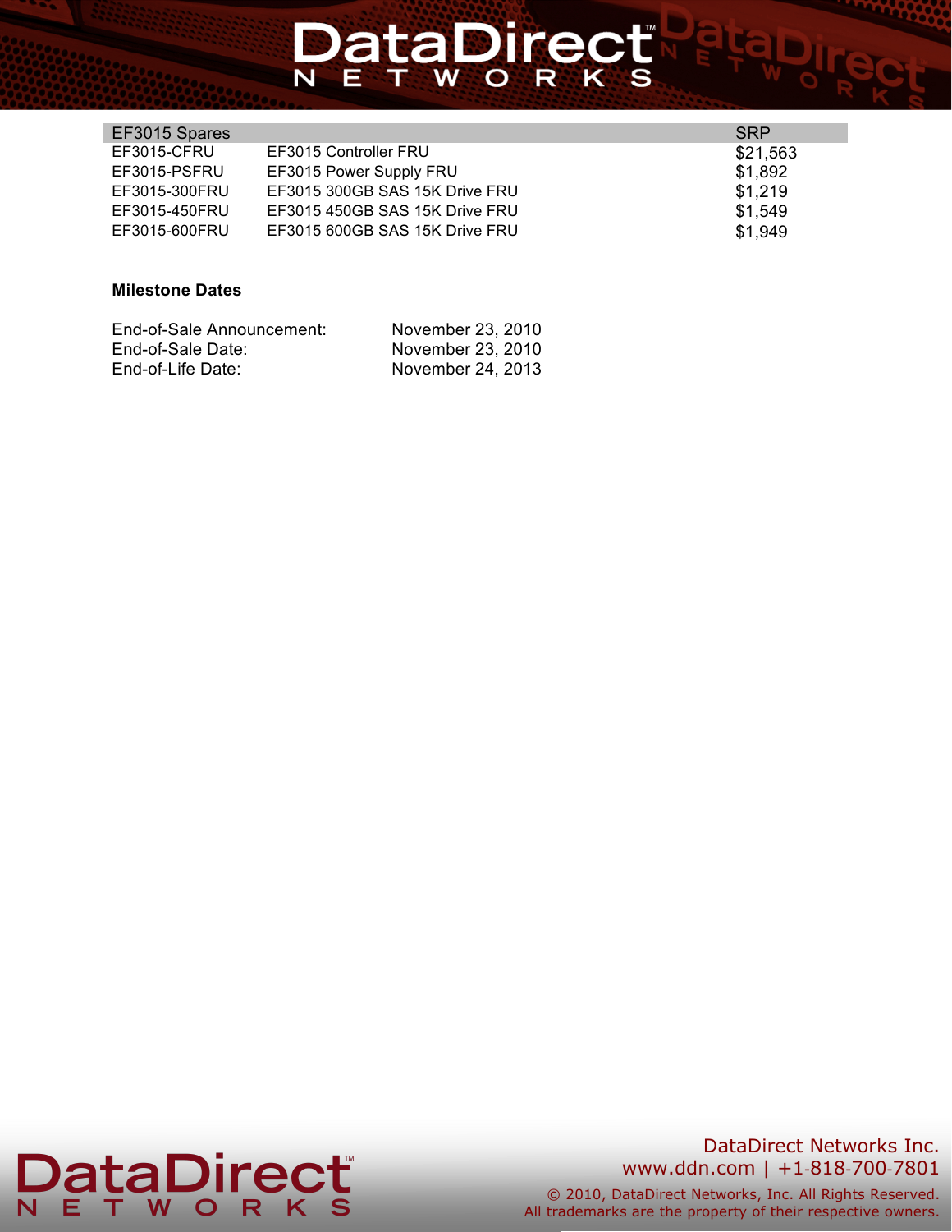| EF3015 Spares | | SRP |
| --- | --- | --- |
| EF3015-CFRU | EF3015 Controller FRU | $21,563 |
| EF3015-PSFRU | EF3015 Power Supply FRU | $1,892 |
| EF3015-300FRU | EF3015 300GB SAS 15K Drive FRU | $1,219 |
| EF3015-450FRU | EF3015 450GB SAS 15K Drive FRU | $1,549 |
| EF3015-600FRU | EF3015 600GB SAS 15K Drive FRU | $1,949 |

**Milestone Dates**

End-of-Sale Announcement: November 23, 2010
End-of-Sale Date: November 23, 2010
End-of-Life Date: November 24, 2013

DataDirect Networks Inc.
www.ddn.com | +1-818-700-7801

© 2010, DataDirect Networks, Inc. All Rights Reserved.
All trademarks are the property of their respective owners.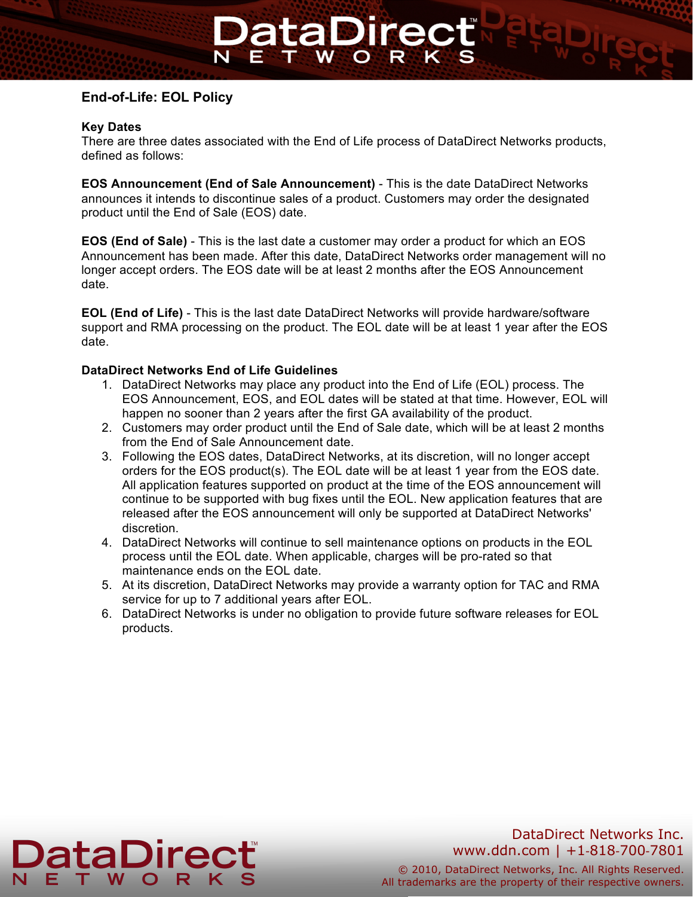## End-of-Life: EOL Policy

### Key Dates

There are three dates associated with the End of Life process of DataDirect Networks products, defined as follows:

**EOS Announcement (End of Sale Announcement)** - This is the date DataDirect Networks announces it intends to discontinue sales of a product. Customers may order the designated product until the End of Sale (EOS) date.

**EOS (End of Sale)** - This is the last date a customer may order a product for which an EOS Announcement has been made. After this date, DataDirect Networks order management will no longer accept orders. The EOS date will be at least 2 months after the EOS Announcement date.

**EOL (End of Life)** - This is the last date DataDirect Networks will provide hardware/software support and RMA processing on the product. The EOL date will be at least 1 year after the EOS date.

### DataDirect Networks End of Life Guidelines

1. DataDirect Networks may place any product into the End of Life (EOL) process. The EOS Announcement, EOS, and EOL dates will be stated at that time. However, EOL will happen no sooner than 2 years after the first GA availability of the product.
2. Customers may order product until the End of Sale date, which will be at least 2 months from the End of Sale Announcement date.
3. Following the EOS dates, DataDirect Networks, at its discretion, will no longer accept orders for the EOS product(s). The EOL date will be at least 1 year from the EOS date. All application features supported on product at the time of the EOS announcement will continue to be supported with bug fixes until the EOL. New application features that are released after the EOS announcement will only be supported at DataDirect Networks' discretion.
4. DataDirect Networks will continue to sell maintenance options on products in the EOL process until the EOL date. When applicable, charges will be pro-rated so that maintenance ends on the EOL date.
5. At its discretion, DataDirect Networks may provide a warranty option for TAC and RMA service for up to 7 additional years after EOL.
6. DataDirect Networks is under no obligation to provide future software releases for EOL products.